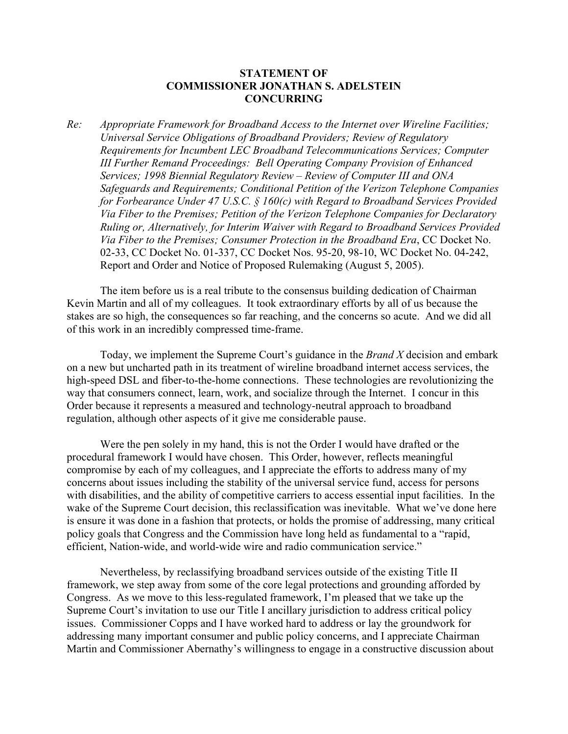**STATEMENT OF**
**COMMISSIONER JONATHAN S. ADELSTEIN**
**CONCURRING**

*Re: Appropriate Framework for Broadband Access to the Internet over Wireline Facilities; Universal Service Obligations of Broadband Providers; Review of Regulatory Requirements for Incumbent LEC Broadband Telecommunications Services; Computer III Further Remand Proceedings: Bell Operating Company Provision of Enhanced Services; 1998 Biennial Regulatory Review – Review of Computer III and ONA Safeguards and Requirements; Conditional Petition of the Verizon Telephone Companies for Forbearance Under 47 U.S.C. § 160(c) with Regard to Broadband Services Provided Via Fiber to the Premises; Petition of the Verizon Telephone Companies for Declaratory Ruling or, Alternatively, for Interim Waiver with Regard to Broadband Services Provided Via Fiber to the Premises; Consumer Protection in the Broadband Era*, CC Docket No. 02-33, CC Docket No. 01-337, CC Docket Nos. 95-20, 98-10, WC Docket No. 04-242, Report and Order and Notice of Proposed Rulemaking (August 5, 2005).

The item before us is a real tribute to the consensus building dedication of Chairman Kevin Martin and all of my colleagues. It took extraordinary efforts by all of us because the stakes are so high, the consequences so far reaching, and the concerns so acute. And we did all of this work in an incredibly compressed time-frame.

Today, we implement the Supreme Court's guidance in the *Brand X* decision and embark on a new but uncharted path in its treatment of wireline broadband internet access services, the high-speed DSL and fiber-to-the-home connections. These technologies are revolutionizing the way that consumers connect, learn, work, and socialize through the Internet. I concur in this Order because it represents a measured and technology-neutral approach to broadband regulation, although other aspects of it give me considerable pause.

Were the pen solely in my hand, this is not the Order I would have drafted or the procedural framework I would have chosen. This Order, however, reflects meaningful compromise by each of my colleagues, and I appreciate the efforts to address many of my concerns about issues including the stability of the universal service fund, access for persons with disabilities, and the ability of competitive carriers to access essential input facilities. In the wake of the Supreme Court decision, this reclassification was inevitable. What we've done here is ensure it was done in a fashion that protects, or holds the promise of addressing, many critical policy goals that Congress and the Commission have long held as fundamental to a "rapid, efficient, Nation-wide, and world-wide wire and radio communication service."

Nevertheless, by reclassifying broadband services outside of the existing Title II framework, we step away from some of the core legal protections and grounding afforded by Congress. As we move to this less-regulated framework, I'm pleased that we take up the Supreme Court's invitation to use our Title I ancillary jurisdiction to address critical policy issues. Commissioner Copps and I have worked hard to address or lay the groundwork for addressing many important consumer and public policy concerns, and I appreciate Chairman Martin and Commissioner Abernathy's willingness to engage in a constructive discussion about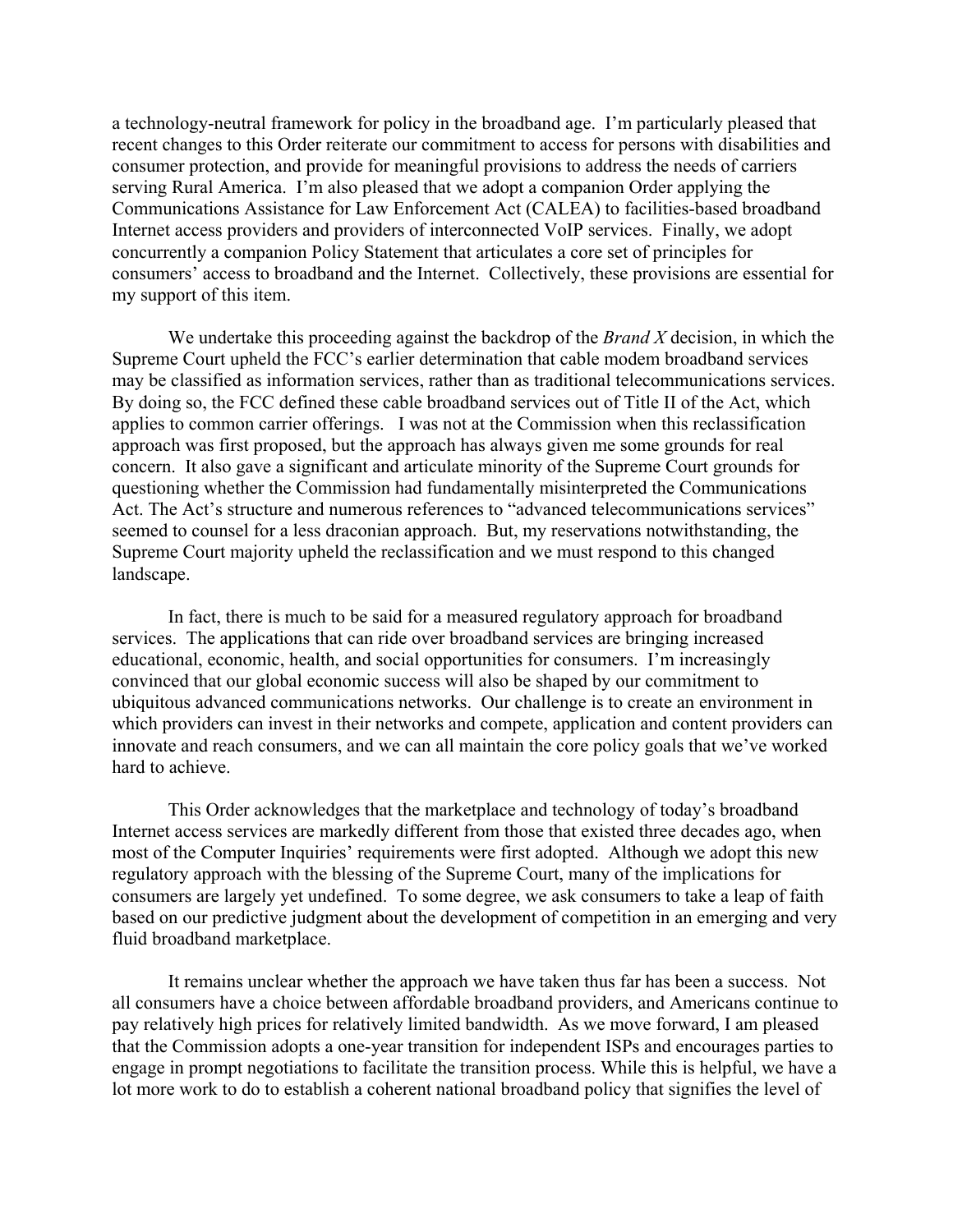a technology-neutral framework for policy in the broadband age. I'm particularly pleased that recent changes to this Order reiterate our commitment to access for persons with disabilities and consumer protection, and provide for meaningful provisions to address the needs of carriers serving Rural America. I'm also pleased that we adopt a companion Order applying the Communications Assistance for Law Enforcement Act (CALEA) to facilities-based broadband Internet access providers and providers of interconnected VoIP services. Finally, we adopt concurrently a companion Policy Statement that articulates a core set of principles for consumers' access to broadband and the Internet. Collectively, these provisions are essential for my support of this item.

We undertake this proceeding against the backdrop of the *Brand X* decision, in which the Supreme Court upheld the FCC's earlier determination that cable modem broadband services may be classified as information services, rather than as traditional telecommunications services. By doing so, the FCC defined these cable broadband services out of Title II of the Act, which applies to common carrier offerings. I was not at the Commission when this reclassification approach was first proposed, but the approach has always given me some grounds for real concern. It also gave a significant and articulate minority of the Supreme Court grounds for questioning whether the Commission had fundamentally misinterpreted the Communications Act. The Act's structure and numerous references to "advanced telecommunications services" seemed to counsel for a less draconian approach. But, my reservations notwithstanding, the Supreme Court majority upheld the reclassification and we must respond to this changed landscape.

In fact, there is much to be said for a measured regulatory approach for broadband services. The applications that can ride over broadband services are bringing increased educational, economic, health, and social opportunities for consumers. I'm increasingly convinced that our global economic success will also be shaped by our commitment to ubiquitous advanced communications networks. Our challenge is to create an environment in which providers can invest in their networks and compete, application and content providers can innovate and reach consumers, and we can all maintain the core policy goals that we've worked hard to achieve.

This Order acknowledges that the marketplace and technology of today's broadband Internet access services are markedly different from those that existed three decades ago, when most of the Computer Inquiries' requirements were first adopted. Although we adopt this new regulatory approach with the blessing of the Supreme Court, many of the implications for consumers are largely yet undefined. To some degree, we ask consumers to take a leap of faith based on our predictive judgment about the development of competition in an emerging and very fluid broadband marketplace.

It remains unclear whether the approach we have taken thus far has been a success. Not all consumers have a choice between affordable broadband providers, and Americans continue to pay relatively high prices for relatively limited bandwidth. As we move forward, I am pleased that the Commission adopts a one-year transition for independent ISPs and encourages parties to engage in prompt negotiations to facilitate the transition process. While this is helpful, we have a lot more work to do to establish a coherent national broadband policy that signifies the level of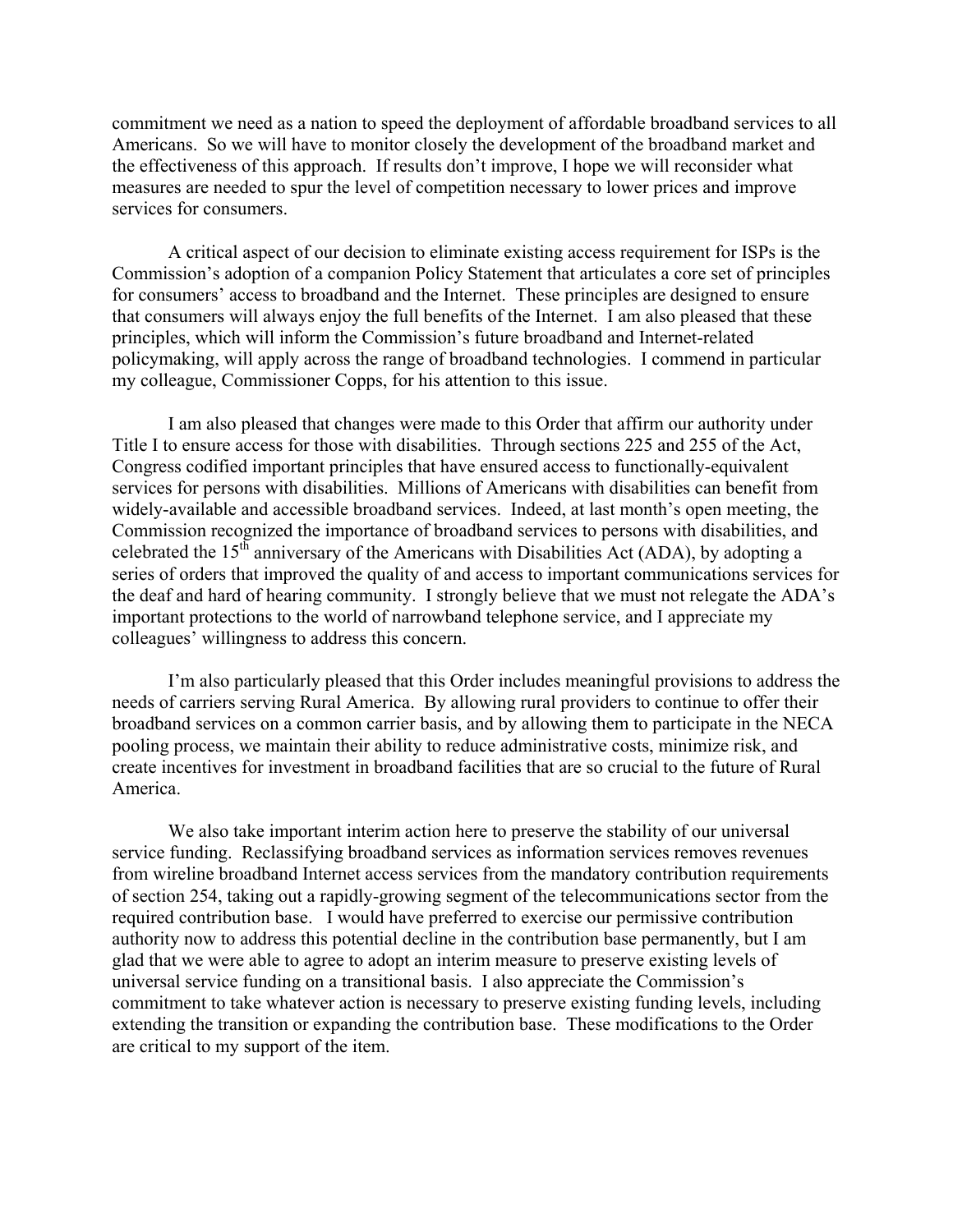commitment we need as a nation to speed the deployment of affordable broadband services to all Americans. So we will have to monitor closely the development of the broadband market and the effectiveness of this approach. If results don't improve, I hope we will reconsider what measures are needed to spur the level of competition necessary to lower prices and improve services for consumers.

A critical aspect of our decision to eliminate existing access requirement for ISPs is the Commission's adoption of a companion Policy Statement that articulates a core set of principles for consumers' access to broadband and the Internet. These principles are designed to ensure that consumers will always enjoy the full benefits of the Internet. I am also pleased that these principles, which will inform the Commission's future broadband and Internet-related policymaking, will apply across the range of broadband technologies. I commend in particular my colleague, Commissioner Copps, for his attention to this issue.

I am also pleased that changes were made to this Order that affirm our authority under Title I to ensure access for those with disabilities. Through sections 225 and 255 of the Act, Congress codified important principles that have ensured access to functionally-equivalent services for persons with disabilities. Millions of Americans with disabilities can benefit from widely-available and accessible broadband services. Indeed, at last month's open meeting, the Commission recognized the importance of broadband services to persons with disabilities, and celebrated the 15th anniversary of the Americans with Disabilities Act (ADA), by adopting a series of orders that improved the quality of and access to important communications services for the deaf and hard of hearing community. I strongly believe that we must not relegate the ADA's important protections to the world of narrowband telephone service, and I appreciate my colleagues' willingness to address this concern.

I'm also particularly pleased that this Order includes meaningful provisions to address the needs of carriers serving Rural America. By allowing rural providers to continue to offer their broadband services on a common carrier basis, and by allowing them to participate in the NECA pooling process, we maintain their ability to reduce administrative costs, minimize risk, and create incentives for investment in broadband facilities that are so crucial to the future of Rural America.

We also take important interim action here to preserve the stability of our universal service funding. Reclassifying broadband services as information services removes revenues from wireline broadband Internet access services from the mandatory contribution requirements of section 254, taking out a rapidly-growing segment of the telecommunications sector from the required contribution base. I would have preferred to exercise our permissive contribution authority now to address this potential decline in the contribution base permanently, but I am glad that we were able to agree to adopt an interim measure to preserve existing levels of universal service funding on a transitional basis. I also appreciate the Commission's commitment to take whatever action is necessary to preserve existing funding levels, including extending the transition or expanding the contribution base. These modifications to the Order are critical to my support of the item.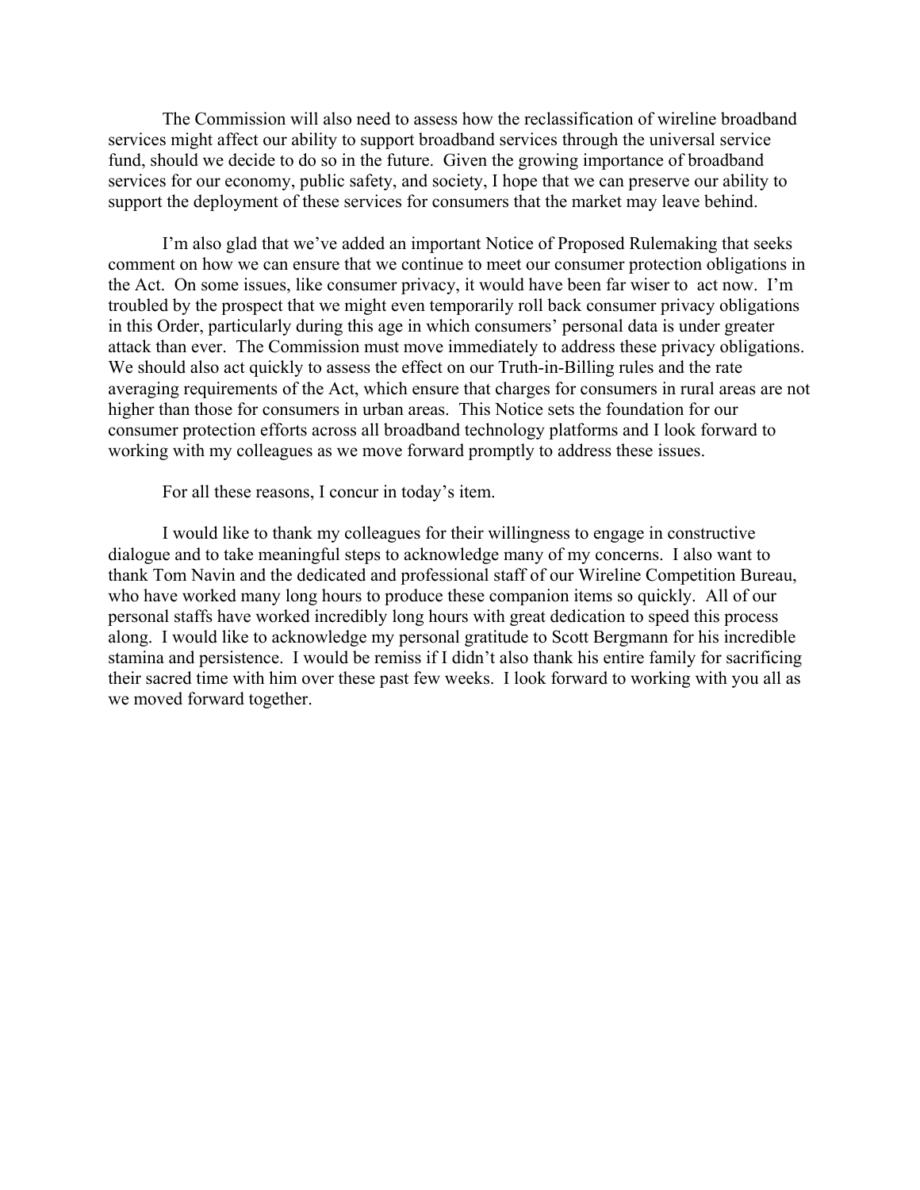The Commission will also need to assess how the reclassification of wireline broadband services might affect our ability to support broadband services through the universal service fund, should we decide to do so in the future. Given the growing importance of broadband services for our economy, public safety, and society, I hope that we can preserve our ability to support the deployment of these services for consumers that the market may leave behind.

I'm also glad that we've added an important Notice of Proposed Rulemaking that seeks comment on how we can ensure that we continue to meet our consumer protection obligations in the Act. On some issues, like consumer privacy, it would have been far wiser to act now. I'm troubled by the prospect that we might even temporarily roll back consumer privacy obligations in this Order, particularly during this age in which consumers' personal data is under greater attack than ever. The Commission must move immediately to address these privacy obligations. We should also act quickly to assess the effect on our Truth-in-Billing rules and the rate averaging requirements of the Act, which ensure that charges for consumers in rural areas are not higher than those for consumers in urban areas. This Notice sets the foundation for our consumer protection efforts across all broadband technology platforms and I look forward to working with my colleagues as we move forward promptly to address these issues.

For all these reasons, I concur in today's item.

I would like to thank my colleagues for their willingness to engage in constructive dialogue and to take meaningful steps to acknowledge many of my concerns. I also want to thank Tom Navin and the dedicated and professional staff of our Wireline Competition Bureau, who have worked many long hours to produce these companion items so quickly. All of our personal staffs have worked incredibly long hours with great dedication to speed this process along. I would like to acknowledge my personal gratitude to Scott Bergmann for his incredible stamina and persistence. I would be remiss if I didn't also thank his entire family for sacrificing their sacred time with him over these past few weeks. I look forward to working with you all as we moved forward together.